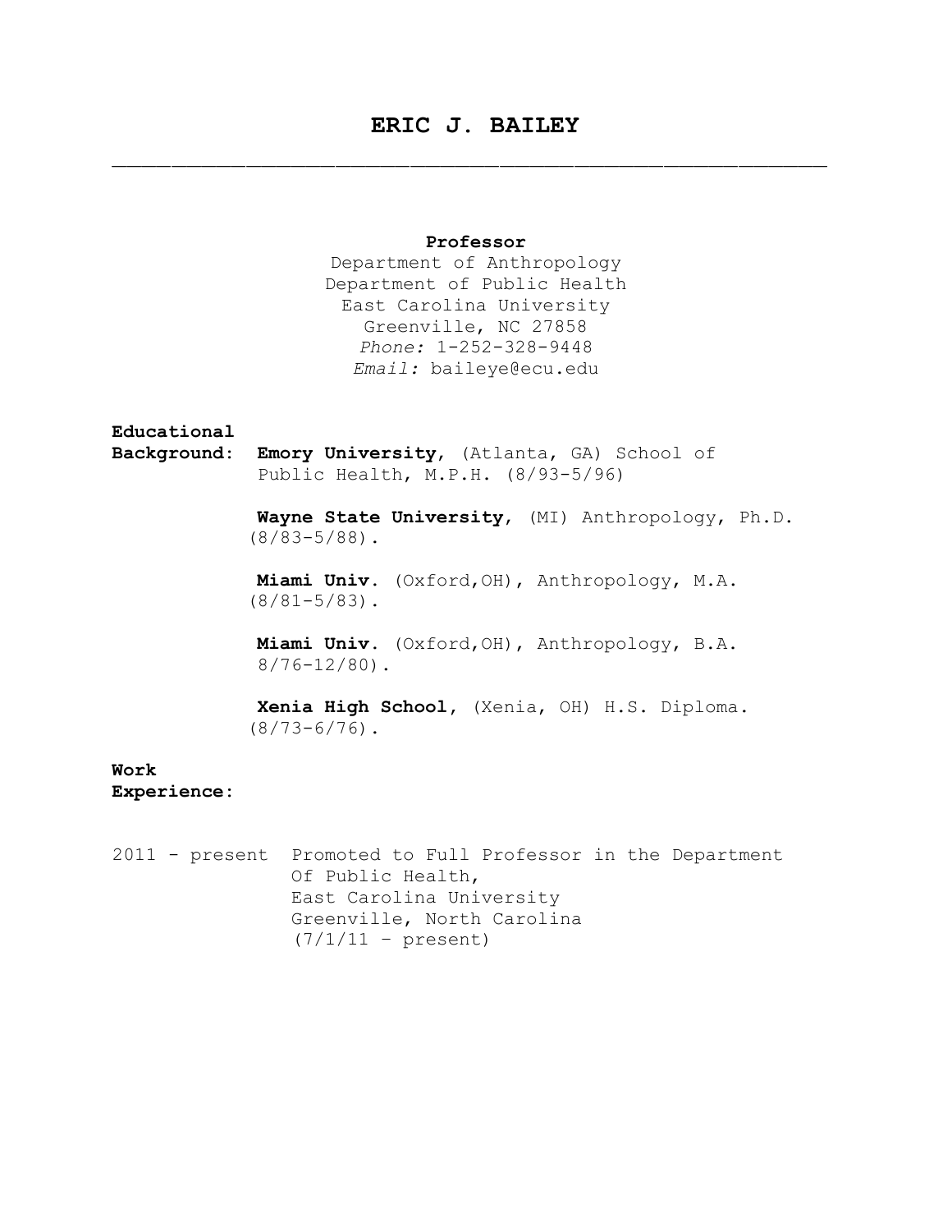# ERIC J. BAILEY

---

**Professor**
Department of Anthropology
Department of Public Health
East Carolina University
Greenville, NC 27858
*Phone:* 1-252-328-9448
*Email:* baileye@ecu.edu

**Educational Background:**

**Emory University**, (Atlanta, GA) School of Public Health, M.P.H. (8/93-5/96)

**Wayne State University**, (MI) Anthropology, Ph.D. (8/83-5/88).

**Miami Univ**. (Oxford,OH), Anthropology, M.A. (8/81-5/83).

**Miami Univ**. (Oxford,OH), Anthropology, B.A. 8/76-12/80).

**Xenia High School**, (Xenia, OH) H.S. Diploma. (8/73-6/76).

**Work Experience:**

2011 - present Promoted to Full Professor in the Department Of Public Health,
East Carolina University
Greenville, North Carolina
(7/1/11 – present)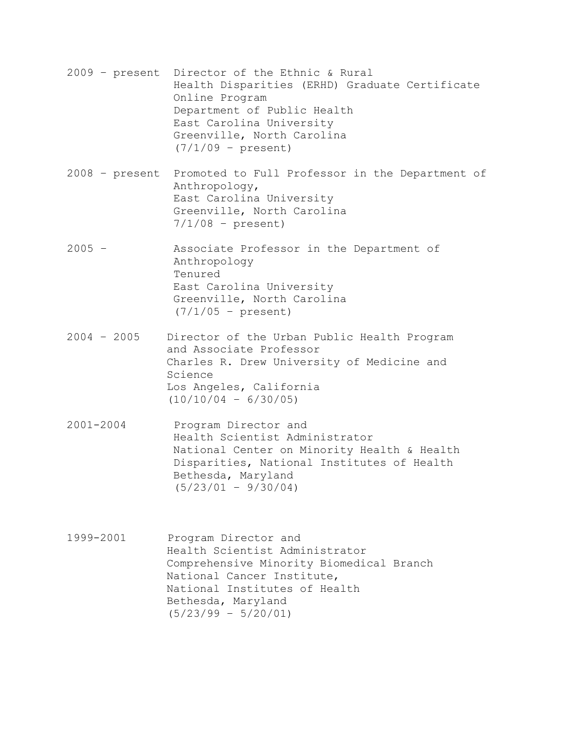2009 – present Director of the Ethnic & Rural Health Disparities (ERHD) Graduate Certificate Online Program
Department of Public Health
East Carolina University
Greenville, North Carolina
(7/1/09 – present)

2008 – present Promoted to Full Professor in the Department of Anthropology,
East Carolina University
Greenville, North Carolina
7/1/08 – present)

2005 – Associate Professor in the Department of Anthropology
Tenured
East Carolina University
Greenville, North Carolina
(7/1/05 – present)

2004 – 2005 Director of the Urban Public Health Program and Associate Professor
Charles R. Drew University of Medicine and Science
Los Angeles, California
(10/10/04 – 6/30/05)

2001-2004 Program Director and
Health Scientist Administrator
National Center on Minority Health & Health Disparities, National Institutes of Health
Bethesda, Maryland
(5/23/01 – 9/30/04)

1999-2001 Program Director and
Health Scientist Administrator
Comprehensive Minority Biomedical Branch
National Cancer Institute,
National Institutes of Health
Bethesda, Maryland
(5/23/99 – 5/20/01)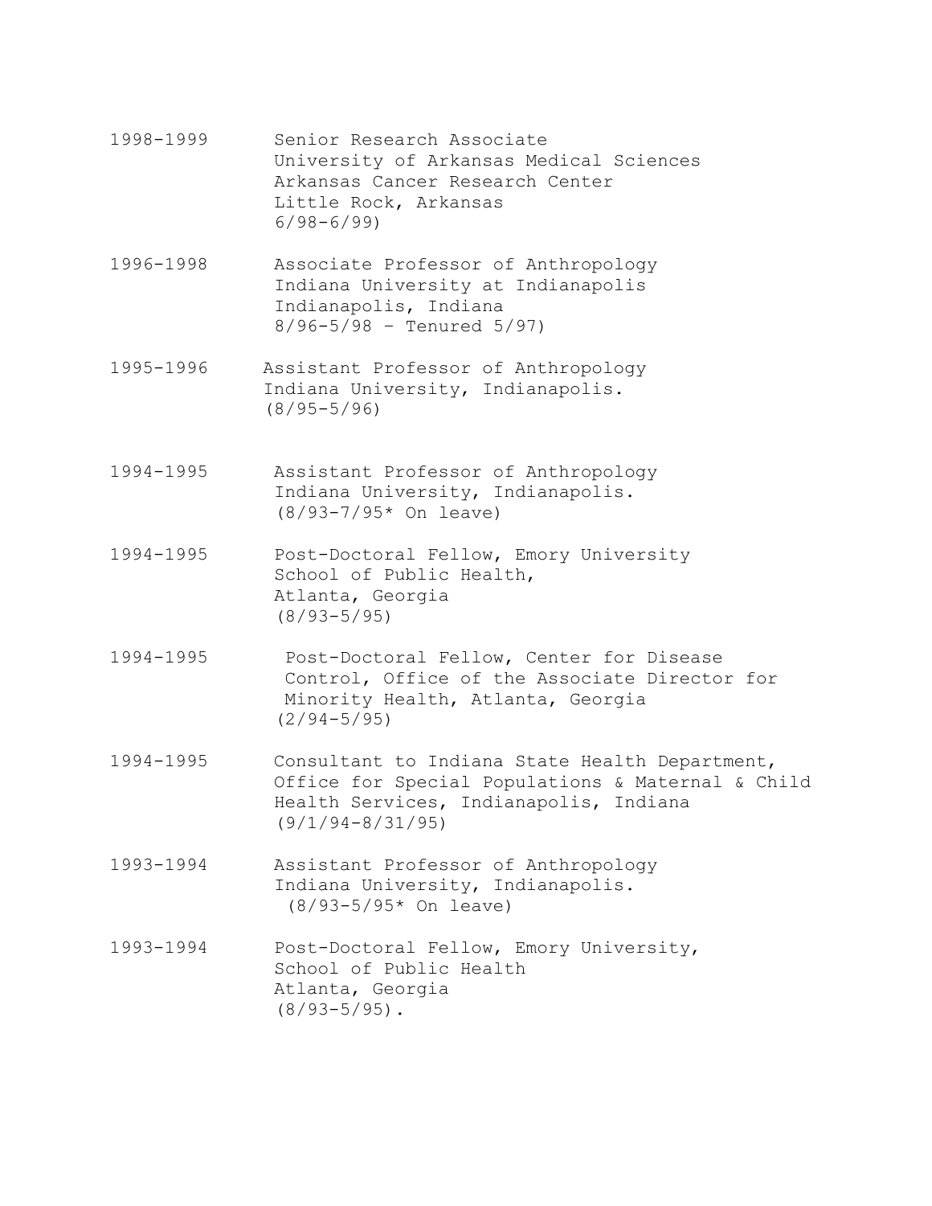1998-1999 Senior Research Associate
University of Arkansas Medical Sciences
Arkansas Cancer Research Center
Little Rock, Arkansas
6/98-6/99)

1996-1998 Associate Professor of Anthropology
Indiana University at Indianapolis
Indianapolis, Indiana
8/96-5/98 – Tenured 5/97)

1995-1996 Assistant Professor of Anthropology
Indiana University, Indianapolis.
(8/95-5/96)

1994-1995 Assistant Professor of Anthropology
Indiana University, Indianapolis.
(8/93-7/95* On leave)

1994-1995 Post-Doctoral Fellow, Emory University
School of Public Health,
Atlanta, Georgia
(8/93-5/95)

1994-1995 Post-Doctoral Fellow, Center for Disease
Control, Office of the Associate Director for
Minority Health, Atlanta, Georgia
(2/94-5/95)

1994-1995 Consultant to Indiana State Health Department,
Office for Special Populations & Maternal & Child
Health Services, Indianapolis, Indiana
(9/1/94-8/31/95)

1993-1994 Assistant Professor of Anthropology
Indiana University, Indianapolis.
(8/93-5/95* On leave)

1993-1994 Post-Doctoral Fellow, Emory University,
School of Public Health
Atlanta, Georgia
(8/93-5/95).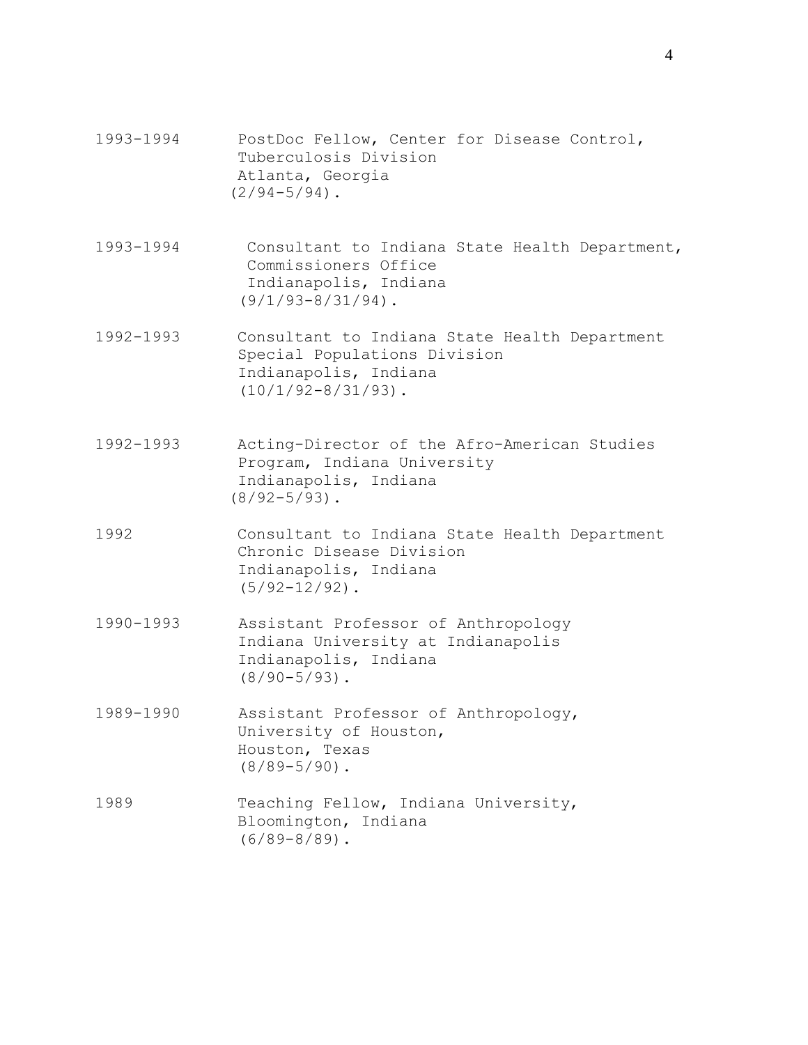1993-1994 PostDoc Fellow, Center for Disease Control,
Tuberculosis Division
Atlanta, Georgia
(2/94-5/94).

1993-1994 Consultant to Indiana State Health Department,
Commissioners Office
Indianapolis, Indiana
(9/1/93-8/31/94).

1992-1993 Consultant to Indiana State Health Department
Special Populations Division
Indianapolis, Indiana
(10/1/92-8/31/93).

1992-1993 Acting-Director of the Afro-American Studies
Program, Indiana University
Indianapolis, Indiana
(8/92-5/93).

1992 Consultant to Indiana State Health Department
Chronic Disease Division
Indianapolis, Indiana
(5/92-12/92).

1990-1993 Assistant Professor of Anthropology
Indiana University at Indianapolis
Indianapolis, Indiana
(8/90-5/93).

1989-1990 Assistant Professor of Anthropology,
University of Houston,
Houston, Texas
(8/89-5/90).

1989 Teaching Fellow, Indiana University,
Bloomington, Indiana
(6/89-8/89).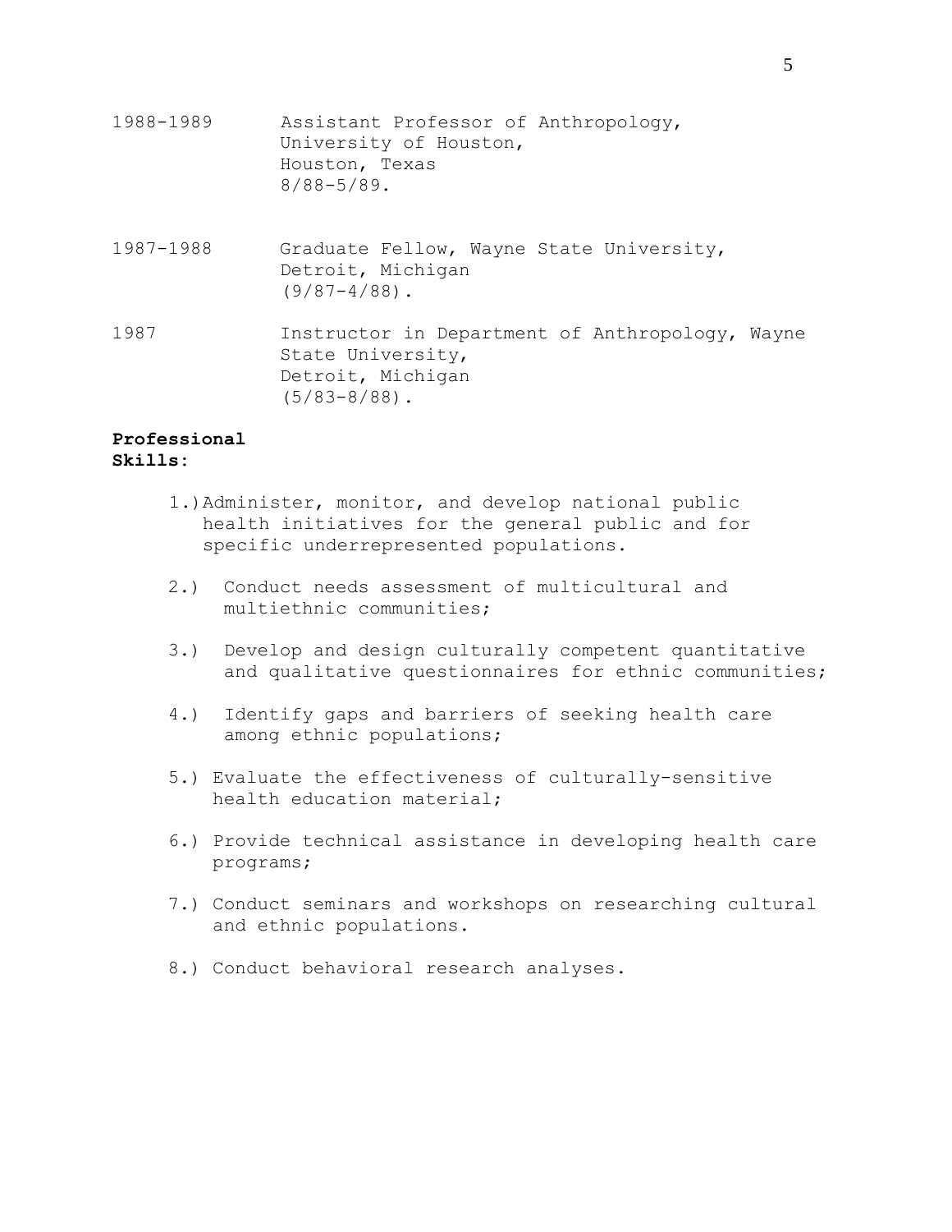1988-1989 Assistant Professor of Anthropology,
University of Houston,
Houston, Texas
8/88-5/89.

1987-1988 Graduate Fellow, Wayne State University,
Detroit, Michigan
(9/87-4/88).

1987 Instructor in Department of Anthropology, Wayne State University,
Detroit, Michigan
(5/83-8/88).

**Professional Skills:**

1.) Administer, monitor, and develop national public health initiatives for the general public and for specific underrepresented populations.

2.) Conduct needs assessment of multicultural and multiethnic communities;

3.) Develop and design culturally competent quantitative and qualitative questionnaires for ethnic communities;

4.) Identify gaps and barriers of seeking health care among ethnic populations;

5.) Evaluate the effectiveness of culturally-sensitive health education material;

6.) Provide technical assistance in developing health care programs;

7.) Conduct seminars and workshops on researching cultural and ethnic populations.

8.) Conduct behavioral research analyses.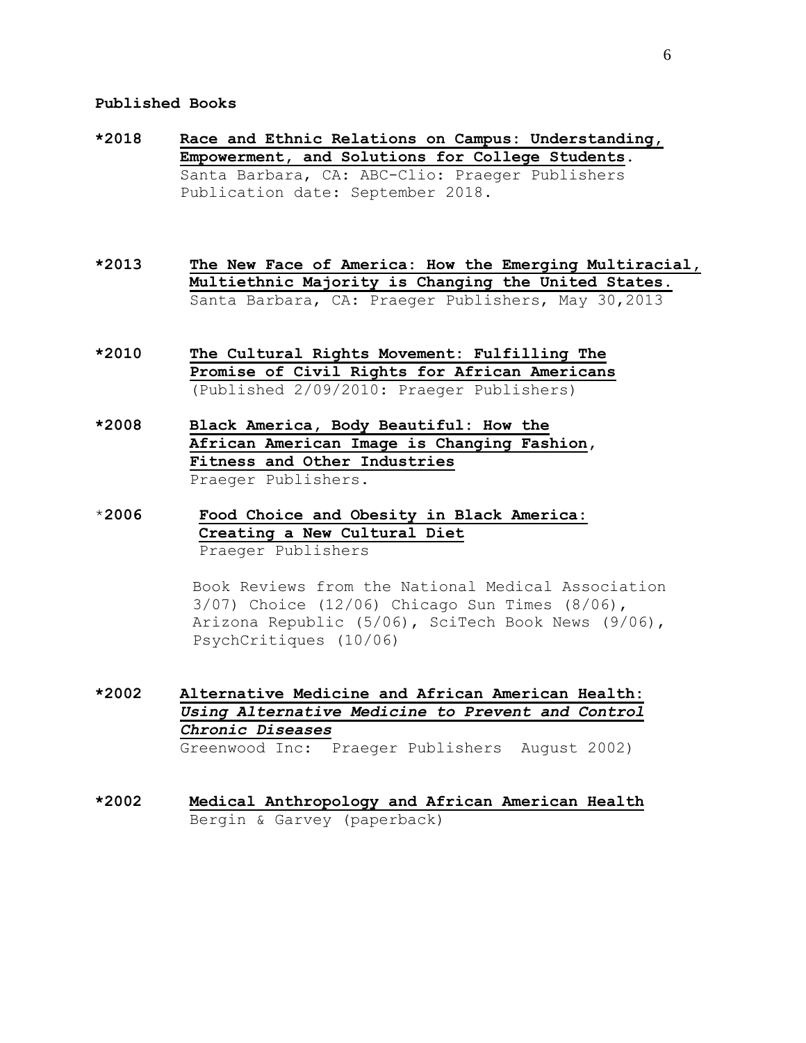**Published Books**

**\*2018** **Race and Ethnic Relations on Campus: Understanding, Empowerment, and Solutions for College Students**.
Santa Barbara, CA: ABC-Clio: Praeger Publishers
Publication date: September 2018.

**\*2013** **The New Face of America: How the Emerging Multiracial, Multiethnic Majority is Changing the United States.**
Santa Barbara, CA: Praeger Publishers, May 30,2013

**\*2010** **The Cultural Rights Movement: Fulfilling The Promise of Civil Rights for African Americans**
(Published 2/09/2010: Praeger Publishers)

**\*2008** **Black America, Body Beautiful: How the African American Image is Changing Fashion**, **Fitness and Other Industries**
Praeger Publishers.

\***2006** **Food Choice and Obesity in Black America: Creating a New Cultural Diet**
Praeger Publishers

Book Reviews from the National Medical Association 3/07) Choice (12/06) Chicago Sun Times (8/06), Arizona Republic (5/06), SciTech Book News (9/06), PsychCritiques (10/06)

**\*2002** **Alternative Medicine and African American Health:** ***Using Alternative Medicine to Prevent and Control Chronic Diseases***
Greenwood Inc: Praeger Publishers August 2002)

**\*2002** **Medical Anthropology and African American Health**
Bergin & Garvey (paperback)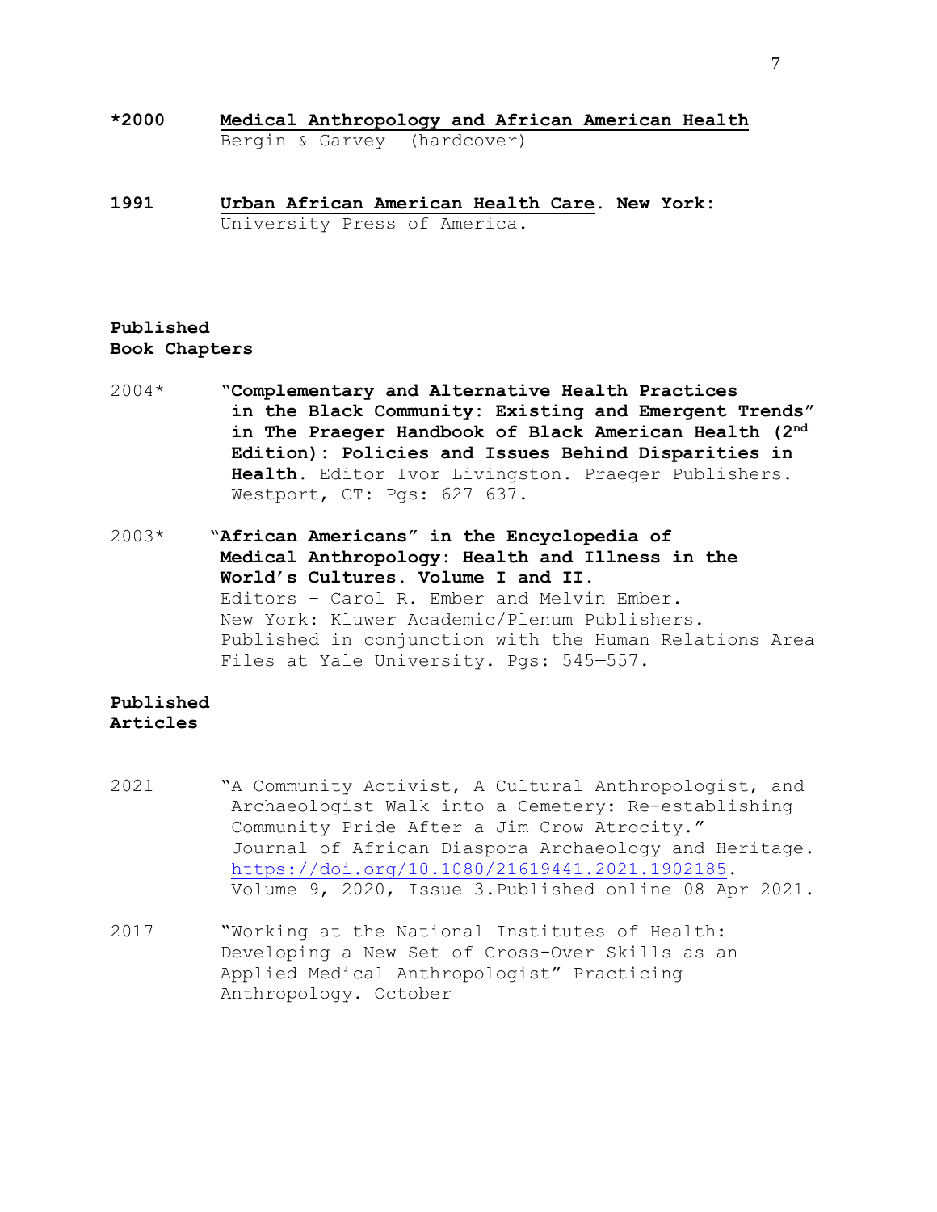**\*2000** **Medical Anthropology and African American Health**
Bergin & Garvey (hardcover)

**1991** **Urban African American Health Care. New York:**
University Press of America.

## Published Book Chapters

2004\* **"Complementary and Alternative Health Practices in the Black Community: Existing and Emergent Trends" in The Praeger Handbook of Black American Health (2nd Edition): Policies and Issues Behind Disparities in Health.** Editor Ivor Livingston. Praeger Publishers. Westport, CT: Pgs: 627—637.

2003\* **"African Americans" in the Encyclopedia of Medical Anthropology: Health and Illness in the World's Cultures. Volume I and II.**
Editors – Carol R. Ember and Melvin Ember.
New York: Kluwer Academic/Plenum Publishers.
Published in conjunction with the Human Relations Area Files at Yale University. Pgs: 545—557.

## Published Articles

2021 "A Community Activist, A Cultural Anthropologist, and Archaeologist Walk into a Cemetery: Re-establishing Community Pride After a Jim Crow Atrocity." Journal of African Diaspora Archaeology and Heritage. https://doi.org/10.1080/21619441.2021.1902185. Volume 9, 2020, Issue 3.Published online 08 Apr 2021.

2017 "Working at the National Institutes of Health: Developing a New Set of Cross-Over Skills as an Applied Medical Anthropologist" Practicing Anthropology. October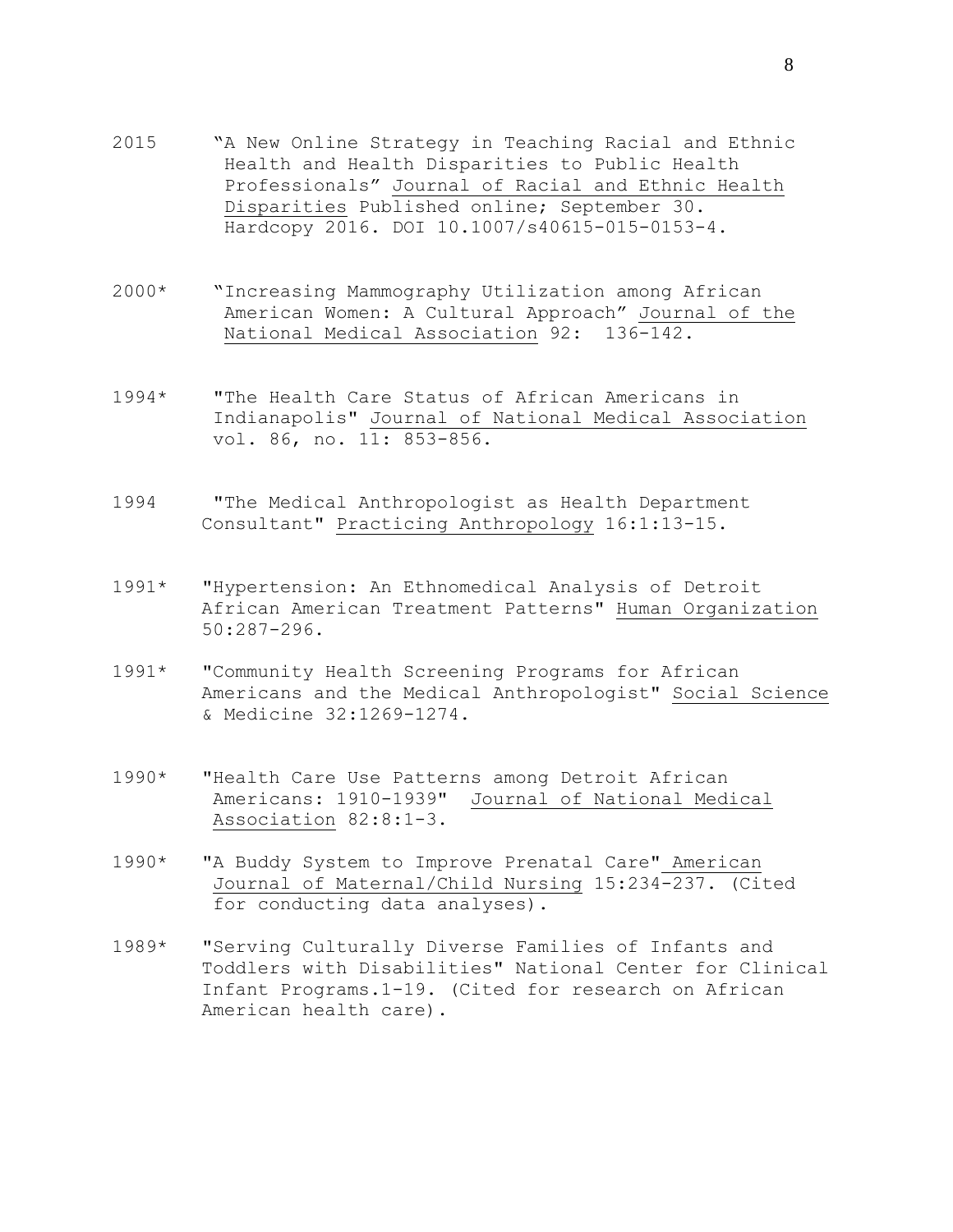2015 "A New Online Strategy in Teaching Racial and Ethnic Health and Health Disparities to Public Health Professionals" Journal of Racial and Ethnic Health Disparities Published online; September 30. Hardcopy 2016. DOI 10.1007/s40615-015-0153-4.

2000* "Increasing Mammography Utilization among African American Women: A Cultural Approach" Journal of the National Medical Association 92: 136-142.

1994* "The Health Care Status of African Americans in Indianapolis" Journal of National Medical Association vol. 86, no. 11: 853-856.

1994 "The Medical Anthropologist as Health Department Consultant" Practicing Anthropology 16:1:13-15.

1991* "Hypertension: An Ethnomedical Analysis of Detroit African American Treatment Patterns" Human Organization 50:287-296.

1991* "Community Health Screening Programs for African Americans and the Medical Anthropologist" Social Science & Medicine 32:1269-1274.

1990* "Health Care Use Patterns among Detroit African Americans: 1910-1939" Journal of National Medical Association 82:8:1-3.

1990* "A Buddy System to Improve Prenatal Care" American Journal of Maternal/Child Nursing 15:234-237. (Cited for conducting data analyses).

1989* "Serving Culturally Diverse Families of Infants and Toddlers with Disabilities" National Center for Clinical Infant Programs.1-19. (Cited for research on African American health care).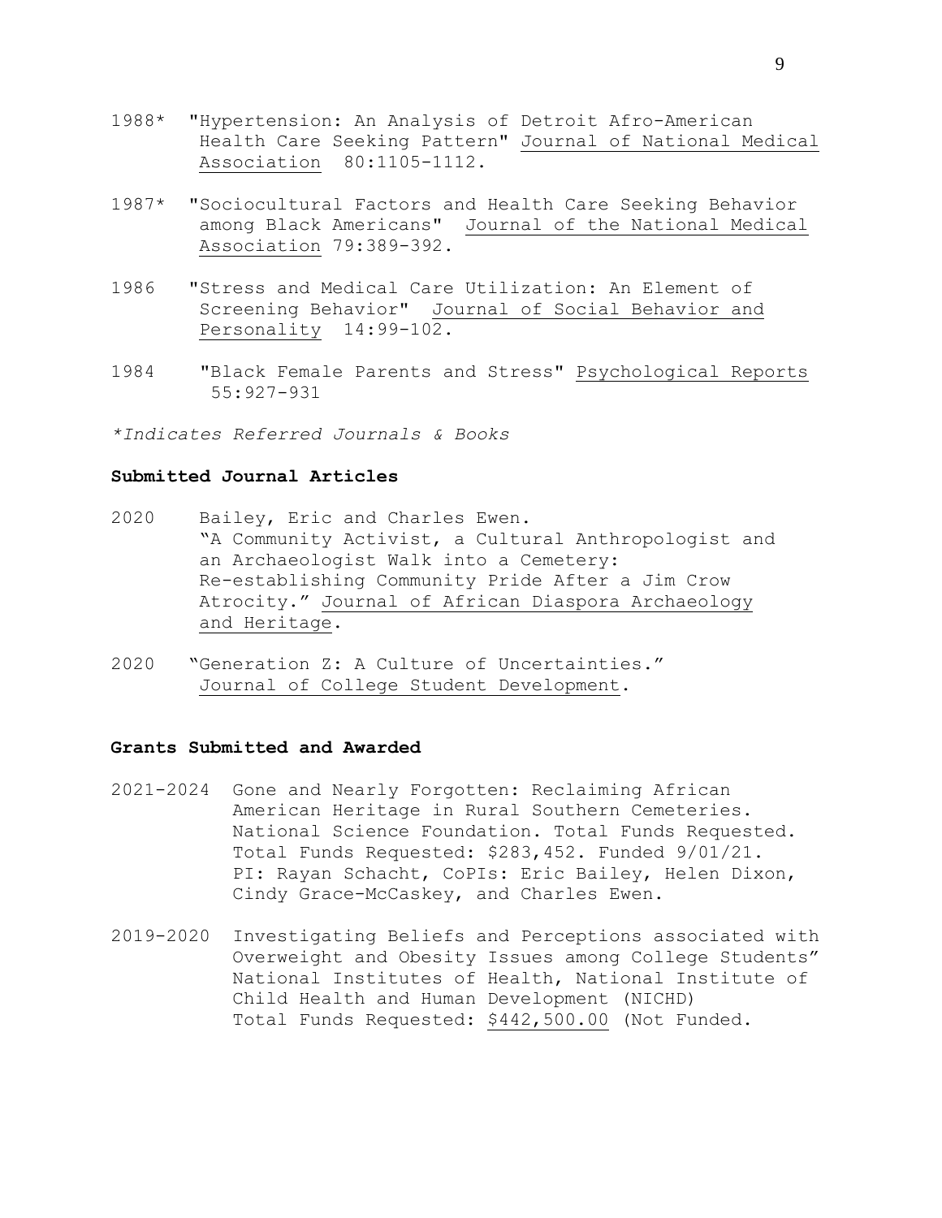1988* "Hypertension: An Analysis of Detroit Afro-American Health Care Seeking Pattern" Journal of National Medical Association 80:1105-1112.

1987* "Sociocultural Factors and Health Care Seeking Behavior among Black Americans" Journal of the National Medical Association 79:389-392.

1986 "Stress and Medical Care Utilization: An Element of Screening Behavior" Journal of Social Behavior and Personality 14:99-102.

1984 "Black Female Parents and Stress" Psychological Reports 55:927-931

*\*Indicates Referred Journals & Books*

**Submitted Journal Articles**

2020 Bailey, Eric and Charles Ewen. "A Community Activist, a Cultural Anthropologist and an Archaeologist Walk into a Cemetery: Re-establishing Community Pride After a Jim Crow Atrocity." Journal of African Diaspora Archaeology and Heritage.

2020 "Generation Z: A Culture of Uncertainties." Journal of College Student Development.

**Grants Submitted and Awarded**

2021-2024 Gone and Nearly Forgotten: Reclaiming African American Heritage in Rural Southern Cemeteries. National Science Foundation. Total Funds Requested. Total Funds Requested: $283,452. Funded 9/01/21. PI: Rayan Schacht, CoPIs: Eric Bailey, Helen Dixon, Cindy Grace-McCaskey, and Charles Ewen.

2019-2020 Investigating Beliefs and Perceptions associated with Overweight and Obesity Issues among College Students" National Institutes of Health, National Institute of Child Health and Human Development (NICHD) Total Funds Requested: $442,500.00 (Not Funded.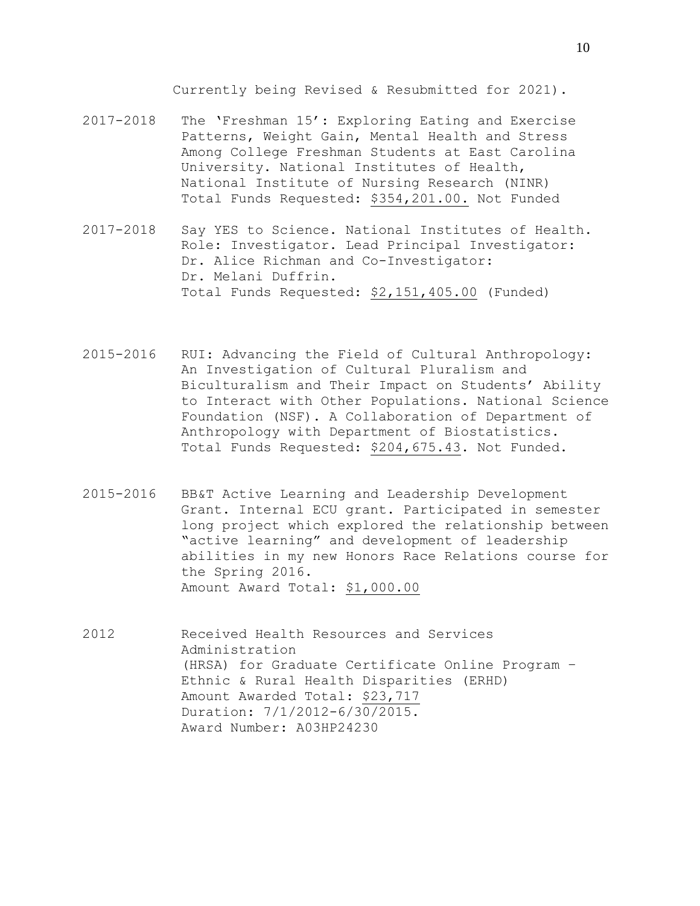Currently being Revised & Resubmitted for 2021).

2017-2018 The 'Freshman 15': Exploring Eating and Exercise Patterns, Weight Gain, Mental Health and Stress Among College Freshman Students at East Carolina University. National Institutes of Health, National Institute of Nursing Research (NINR) Total Funds Requested: $354,201.00. Not Funded

2017-2018 Say YES to Science. National Institutes of Health. Role: Investigator. Lead Principal Investigator: Dr. Alice Richman and Co-Investigator: Dr. Melani Duffrin.
Total Funds Requested: $2,151,405.00 (Funded)

2015-2016 RUI: Advancing the Field of Cultural Anthropology: An Investigation of Cultural Pluralism and Biculturalism and Their Impact on Students' Ability to Interact with Other Populations. National Science Foundation (NSF). A Collaboration of Department of Anthropology with Department of Biostatistics. Total Funds Requested: $204,675.43. Not Funded.

2015-2016 BB&T Active Learning and Leadership Development Grant. Internal ECU grant. Participated in semester long project which explored the relationship between "active learning" and development of leadership abilities in my new Honors Race Relations course for the Spring 2016.
Amount Award Total: $1,000.00

2012 Received Health Resources and Services Administration (HRSA) for Graduate Certificate Online Program – Ethnic & Rural Health Disparities (ERHD)
Amount Awarded Total: $23,717
Duration: 7/1/2012-6/30/2015.
Award Number: A03HP24230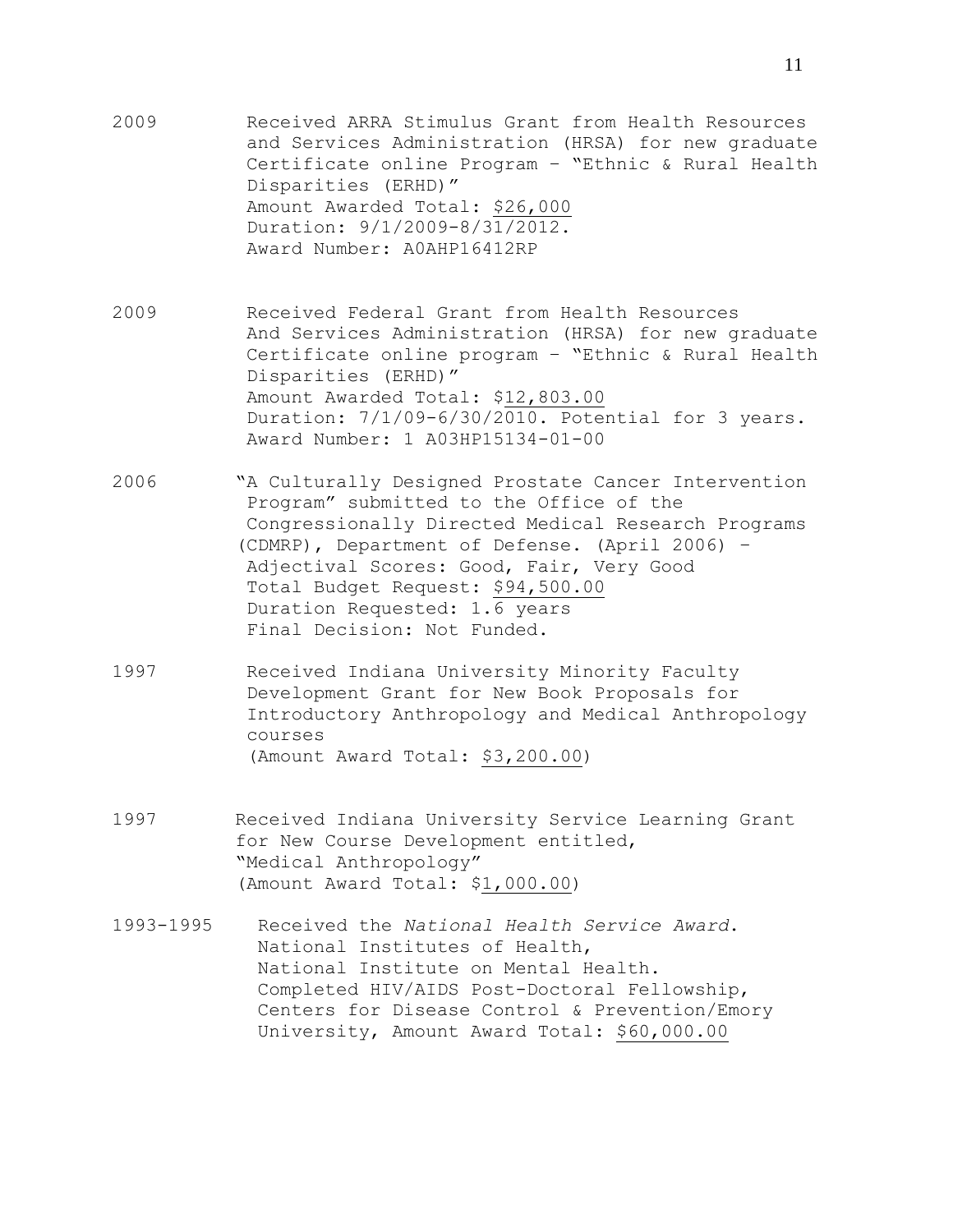2009 Received ARRA Stimulus Grant from Health Resources and Services Administration (HRSA) for new graduate Certificate online Program – "Ethnic & Rural Health Disparities (ERHD)"
Amount Awarded Total: $26,000
Duration: 9/1/2009-8/31/2012.
Award Number: A0AHP16412RP

2009 Received Federal Grant from Health Resources And Services Administration (HRSA) for new graduate Certificate online program – "Ethnic & Rural Health Disparities (ERHD)"
Amount Awarded Total: $12,803.00
Duration: 7/1/09-6/30/2010. Potential for 3 years.
Award Number: 1 A03HP15134-01-00

2006 "A Culturally Designed Prostate Cancer Intervention Program" submitted to the Office of the Congressionally Directed Medical Research Programs (CDMRP), Department of Defense. (April 2006) – Adjectival Scores: Good, Fair, Very Good
Total Budget Request: $94,500.00
Duration Requested: 1.6 years
Final Decision: Not Funded.

1997 Received Indiana University Minority Faculty Development Grant for New Book Proposals for Introductory Anthropology and Medical Anthropology courses
(Amount Award Total: $3,200.00)

1997 Received Indiana University Service Learning Grant for New Course Development entitled, "Medical Anthropology"
(Amount Award Total: $1,000.00)

1993-1995 Received the *National Health Service Award*. National Institutes of Health, National Institute on Mental Health. Completed HIV/AIDS Post-Doctoral Fellowship, Centers for Disease Control & Prevention/Emory University, Amount Award Total: $60,000.00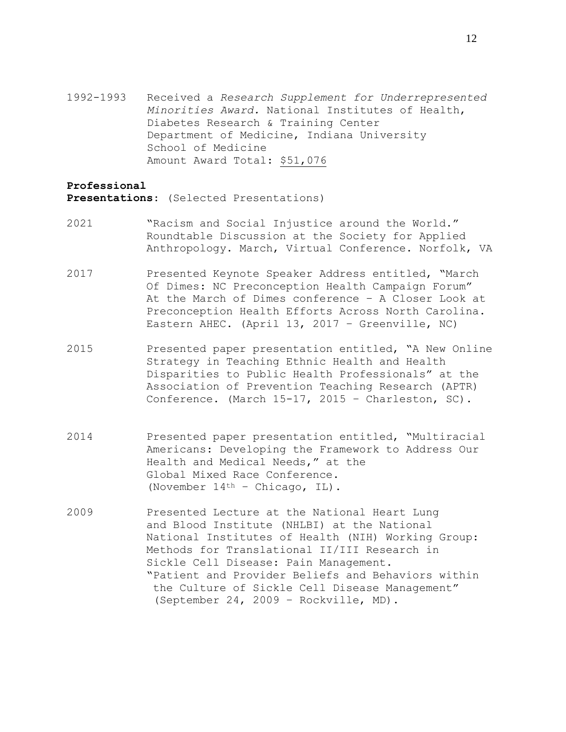1992-1993 Received a *Research Supplement for Underrepresented Minorities Award.* National Institutes of Health, Diabetes Research & Training Center Department of Medicine, Indiana University School of Medicine
Amount Award Total: $51,076

**Professional Presentations**: (Selected Presentations)

2021 "Racism and Social Injustice around the World." Roundtable Discussion at the Society for Applied Anthropology. March, Virtual Conference. Norfolk, VA

2017 Presented Keynote Speaker Address entitled, "March Of Dimes: NC Preconception Health Campaign Forum" At the March of Dimes conference – A Closer Look at Preconception Health Efforts Across North Carolina. Eastern AHEC. (April 13, 2017 – Greenville, NC)

2015 Presented paper presentation entitled, "A New Online Strategy in Teaching Ethnic Health and Health Disparities to Public Health Professionals" at the Association of Prevention Teaching Research (APTR) Conference. (March 15-17, 2015 – Charleston, SC).

2014 Presented paper presentation entitled, "Multiracial Americans: Developing the Framework to Address Our Health and Medical Needs," at the Global Mixed Race Conference. (November 14th – Chicago, IL).

2009 Presented Lecture at the National Heart Lung and Blood Institute (NHLBI) at the National National Institutes of Health (NIH) Working Group: Methods for Translational II/III Research in Sickle Cell Disease: Pain Management. "Patient and Provider Beliefs and Behaviors within the Culture of Sickle Cell Disease Management" (September 24, 2009 – Rockville, MD).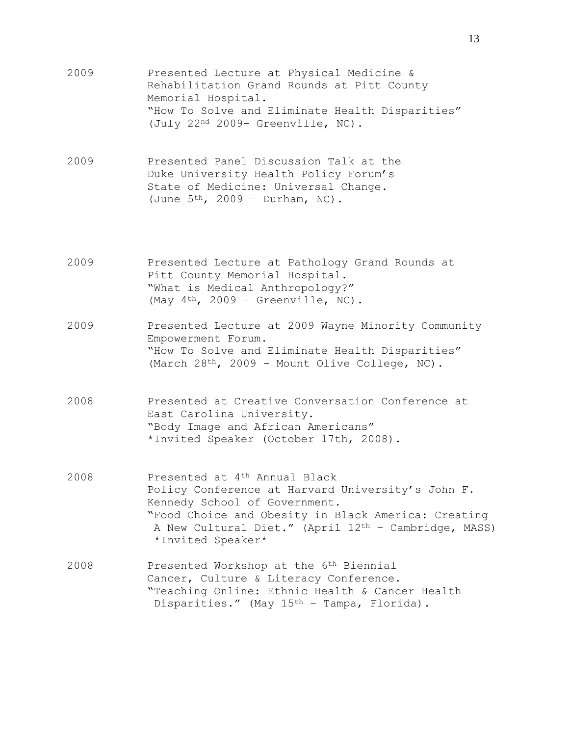2009 Presented Lecture at Physical Medicine & Rehabilitation Grand Rounds at Pitt County Memorial Hospital.
"How To Solve and Eliminate Health Disparities"
(July 22nd 2009– Greenville, NC).

2009 Presented Panel Discussion Talk at the Duke University Health Policy Forum's State of Medicine: Universal Change.
(June 5th, 2009 – Durham, NC).

2009 Presented Lecture at Pathology Grand Rounds at Pitt County Memorial Hospital.
"What is Medical Anthropology?"
(May 4th, 2009 – Greenville, NC).

2009 Presented Lecture at 2009 Wayne Minority Community Empowerment Forum.
"How To Solve and Eliminate Health Disparities"
(March 28th, 2009 – Mount Olive College, NC).

2008 Presented at Creative Conversation Conference at East Carolina University.
"Body Image and African Americans"
*Invited Speaker (October 17th, 2008).

2008 Presented at 4th Annual Black Policy Conference at Harvard University's John F. Kennedy School of Government.
"Food Choice and Obesity in Black America: Creating A New Cultural Diet." (April 12th – Cambridge, MASS)
*Invited Speaker*

2008 Presented Workshop at the 6th Biennial Cancer, Culture & Literacy Conference.
"Teaching Online: Ethnic Health & Cancer Health Disparities." (May 15th – Tampa, Florida).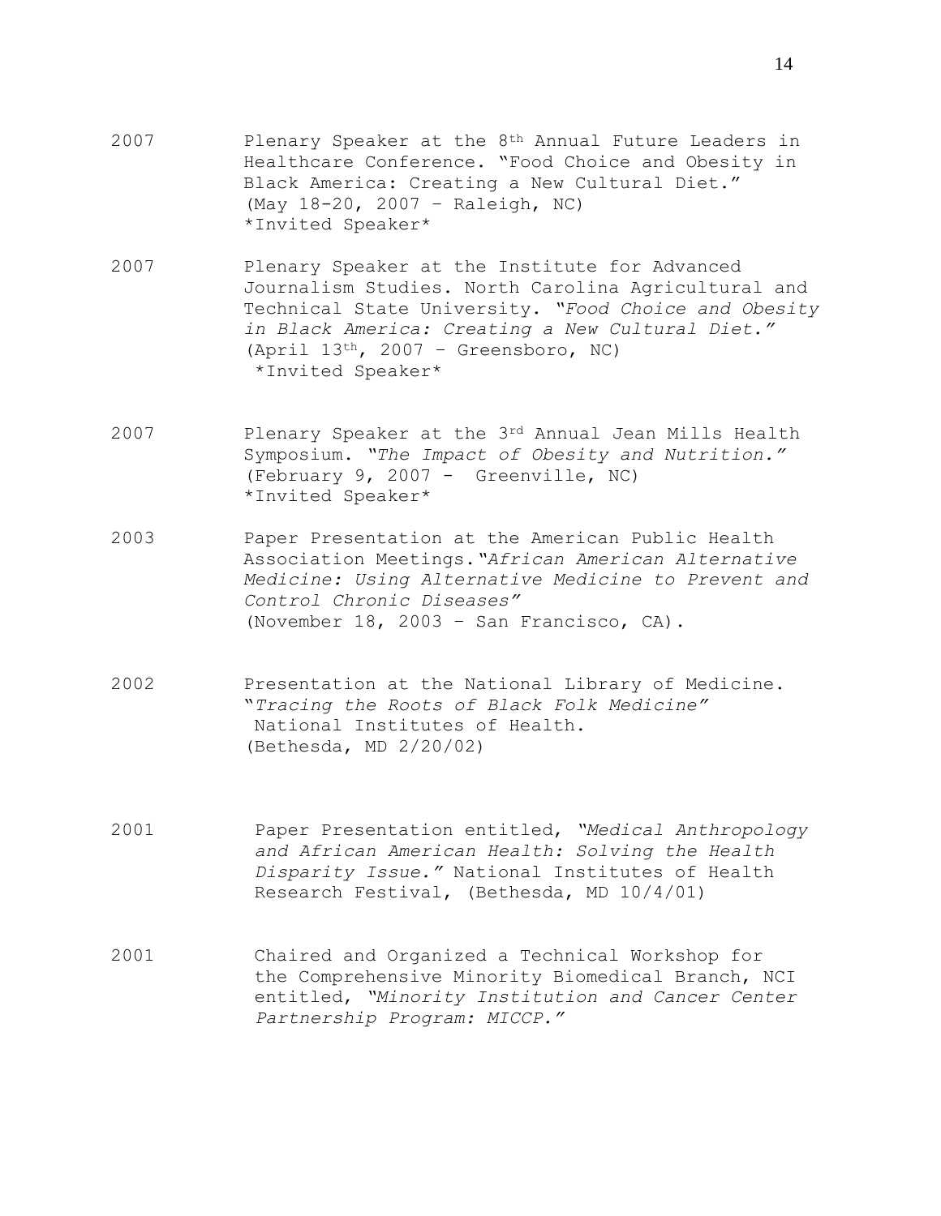2007 Plenary Speaker at the 8th Annual Future Leaders in Healthcare Conference. "Food Choice and Obesity in Black America: Creating a New Cultural Diet." (May 18-20, 2007 – Raleigh, NC)
*Invited Speaker*

2007 Plenary Speaker at the Institute for Advanced Journalism Studies. North Carolina Agricultural and Technical State University. *"Food Choice and Obesity in Black America: Creating a New Cultural Diet."* (April 13th, 2007 – Greensboro, NC)
*Invited Speaker*

2007 Plenary Speaker at the 3rd Annual Jean Mills Health Symposium. *"The Impact of Obesity and Nutrition."* (February 9, 2007 - Greenville, NC)
*Invited Speaker*

2003 Paper Presentation at the American Public Health Association Meetings. *"African American Alternative Medicine: Using Alternative Medicine to Prevent and Control Chronic Diseases"* (November 18, 2003 – San Francisco, CA).

2002 Presentation at the National Library of Medicine. *"Tracing the Roots of Black Folk Medicine"* National Institutes of Health. (Bethesda, MD 2/20/02)

2001 Paper Presentation entitled, *"Medical Anthropology and African American Health: Solving the Health Disparity Issue."* National Institutes of Health Research Festival, (Bethesda, MD 10/4/01)

2001 Chaired and Organized a Technical Workshop for the Comprehensive Minority Biomedical Branch, NCI entitled, *"Minority Institution and Cancer Center Partnership Program: MICCP."*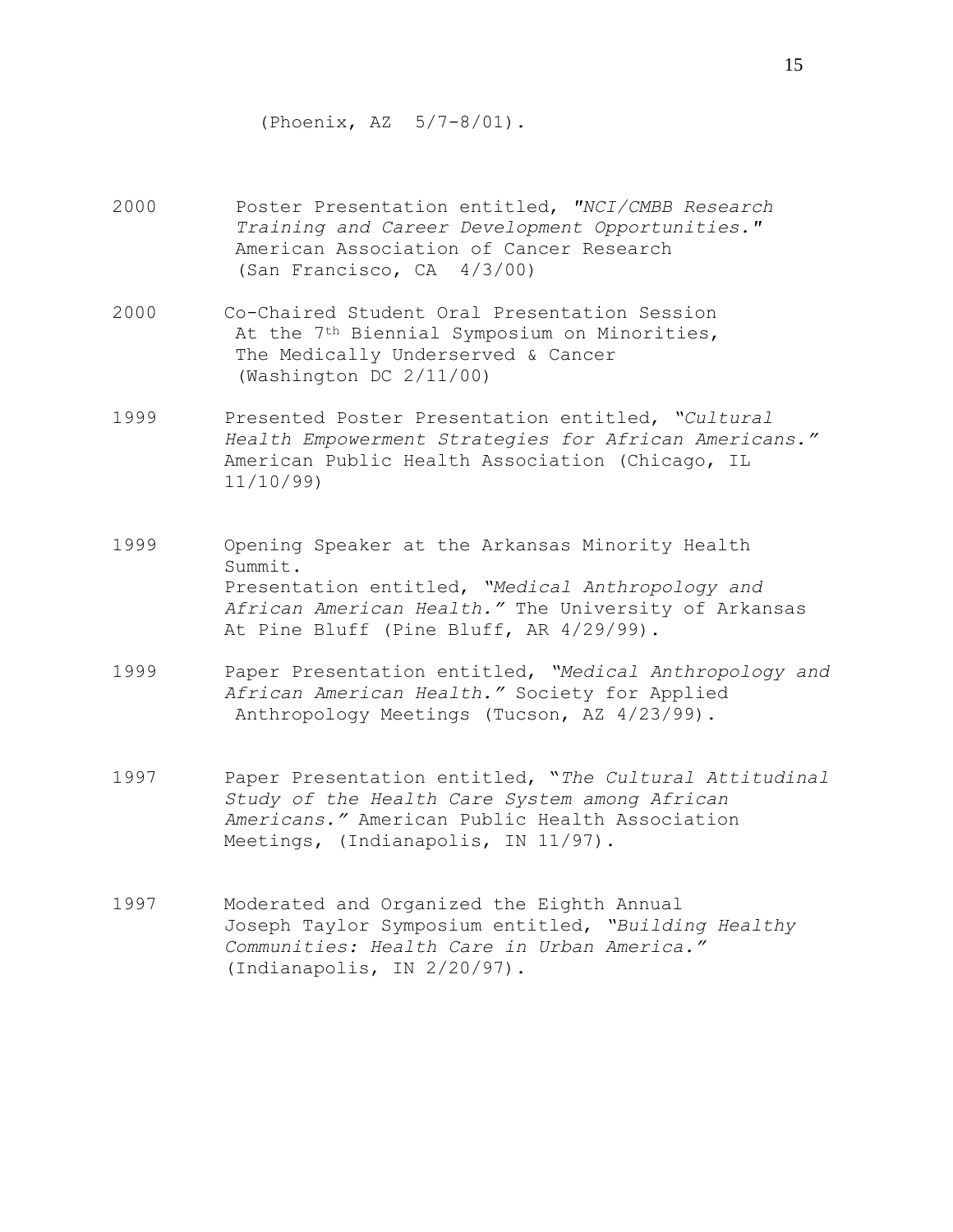(Phoenix, AZ 5/7-8/01).

2000 Poster Presentation entitled, *"NCI/CMBB Research Training and Career Development Opportunities."* American Association of Cancer Research (San Francisco, CA 4/3/00)

2000 Co-Chaired Student Oral Presentation Session At the 7th Biennial Symposium on Minorities, The Medically Underserved & Cancer (Washington DC 2/11/00)

1999 Presented Poster Presentation entitled, *"Cultural Health Empowerment Strategies for African Americans."* American Public Health Association (Chicago, IL 11/10/99)

1999 Opening Speaker at the Arkansas Minority Health Summit.
Presentation entitled, *"Medical Anthropology and African American Health."* The University of Arkansas At Pine Bluff (Pine Bluff, AR 4/29/99).

1999 Paper Presentation entitled, *"Medical Anthropology and African American Health."* Society for Applied Anthropology Meetings (Tucson, AZ 4/23/99).

1997 Paper Presentation entitled, *"The Cultural Attitudinal Study of the Health Care System among African Americans."* American Public Health Association Meetings, (Indianapolis, IN 11/97).

1997 Moderated and Organized the Eighth Annual Joseph Taylor Symposium entitled, *"Building Healthy Communities: Health Care in Urban America."* (Indianapolis, IN 2/20/97).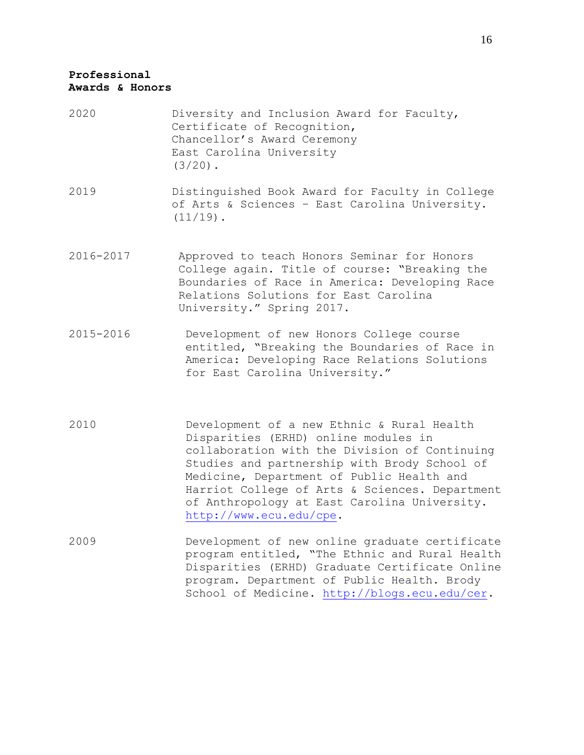**Professional Awards & Honors**

| | |
|---|---|
| 2020 | Diversity and Inclusion Award for Faculty, Certificate of Recognition, Chancellor's Award Ceremony East Carolina University (3/20). |
| 2019 | Distinguished Book Award for Faculty in College of Arts & Sciences – East Carolina University. (11/19). |
| 2016-2017 | Approved to teach Honors Seminar for Honors College again. Title of course: "Breaking the Boundaries of Race in America: Developing Race Relations Solutions for East Carolina University." Spring 2017. |
| 2015-2016 | Development of new Honors College course entitled, "Breaking the Boundaries of Race in America: Developing Race Relations Solutions for East Carolina University." |
| 2010 | Development of a new Ethnic & Rural Health Disparities (ERHD) online modules in collaboration with the Division of Continuing Studies and partnership with Brody School of Medicine, Department of Public Health and Harriot College of Arts & Sciences. Department of Anthropology at East Carolina University. http://www.ecu.edu/cpe. |
| 2009 | Development of new online graduate certificate program entitled, "The Ethnic and Rural Health Disparities (ERHD) Graduate Certificate Online program. Department of Public Health. Brody School of Medicine. http://blogs.ecu.edu/cer. |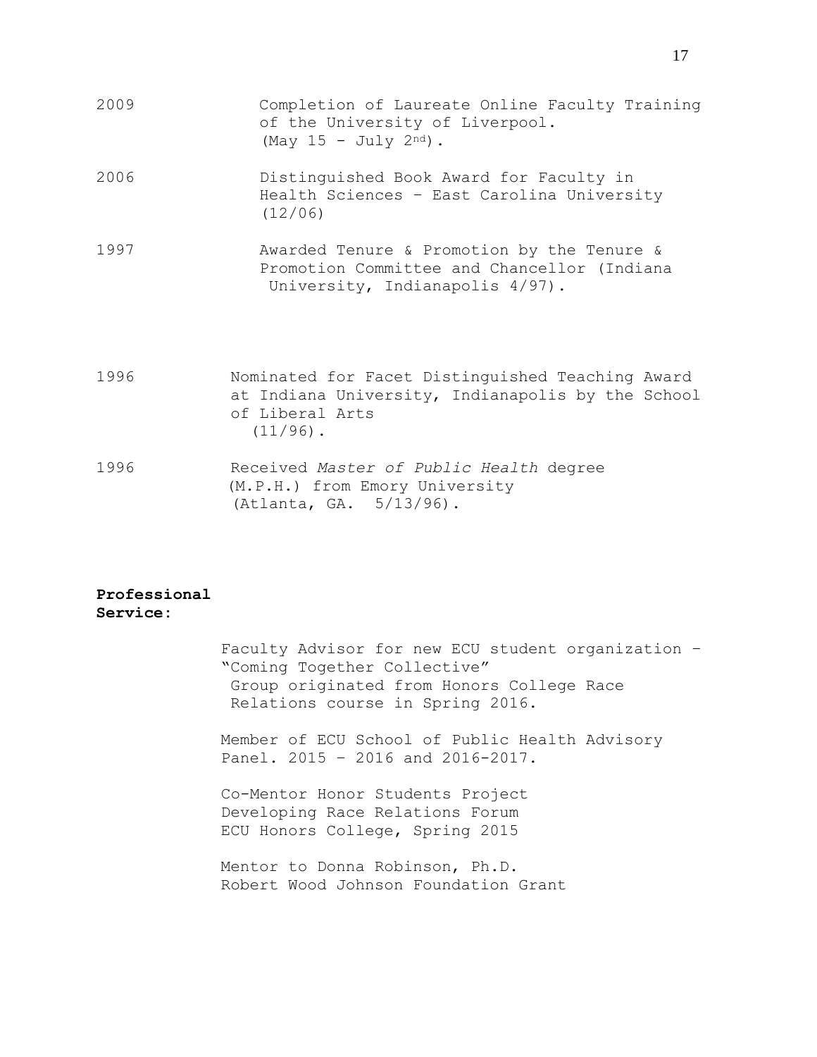2009 Completion of Laureate Online Faculty Training of the University of Liverpool. (May 15 - July 2nd).

2006 Distinguished Book Award for Faculty in Health Sciences – East Carolina University (12/06)

1997 Awarded Tenure & Promotion by the Tenure & Promotion Committee and Chancellor (Indiana University, Indianapolis 4/97).

1996 Nominated for Facet Distinguished Teaching Award at Indiana University, Indianapolis by the School of Liberal Arts (11/96).

1996 Received *Master of Public Health* degree (M.P.H.) from Emory University (Atlanta, GA. 5/13/96).

**Professional Service:**

Faculty Advisor for new ECU student organization – "Coming Together Collective"
Group originated from Honors College Race Relations course in Spring 2016.

Member of ECU School of Public Health Advisory Panel. 2015 – 2016 and 2016-2017.

Co-Mentor Honor Students Project
Developing Race Relations Forum
ECU Honors College, Spring 2015

Mentor to Donna Robinson, Ph.D.
Robert Wood Johnson Foundation Grant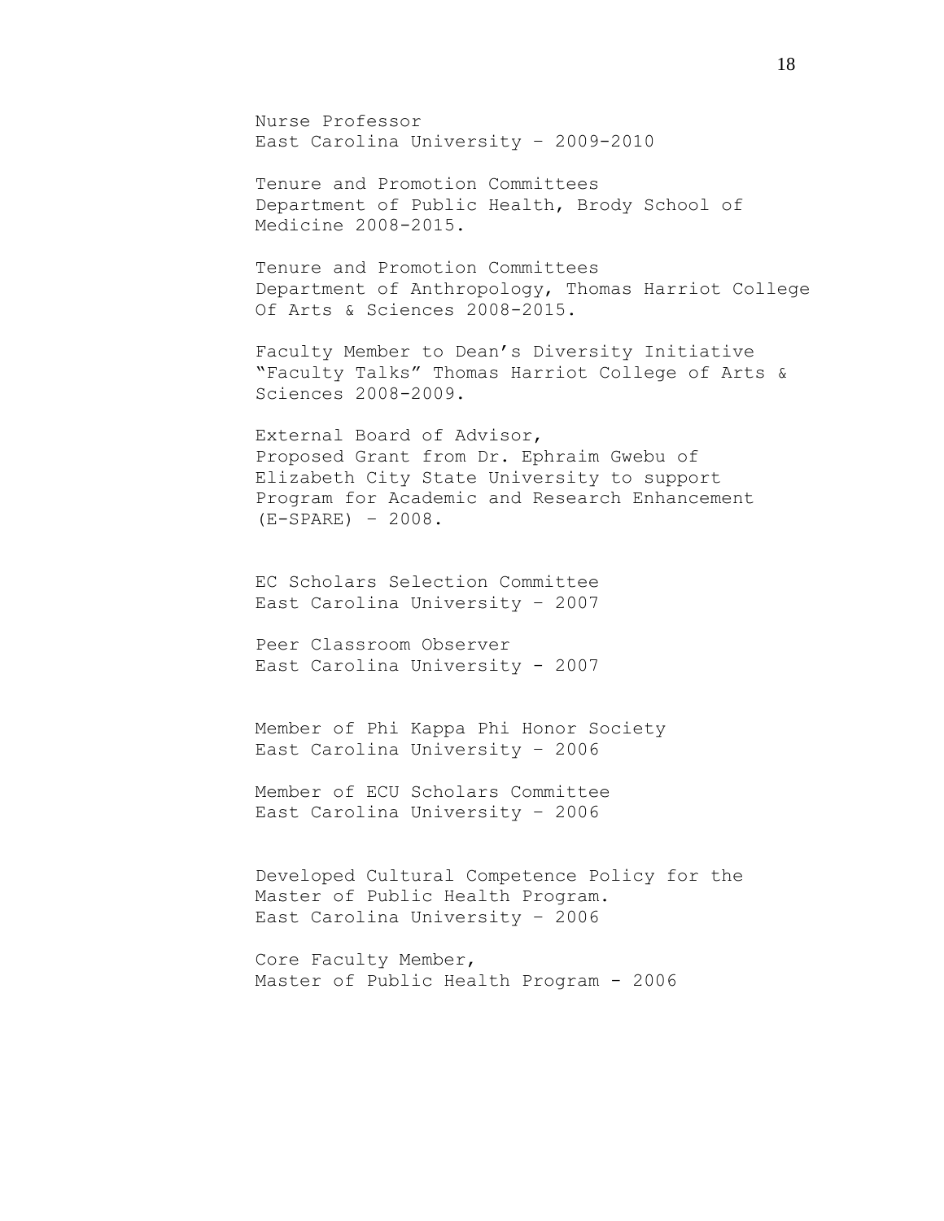Nurse Professor
East Carolina University – 2009-2010

Tenure and Promotion Committees
Department of Public Health, Brody School of Medicine 2008-2015.

Tenure and Promotion Committees
Department of Anthropology, Thomas Harriot College Of Arts & Sciences 2008-2015.

Faculty Member to Dean's Diversity Initiative "Faculty Talks" Thomas Harriot College of Arts & Sciences 2008-2009.

External Board of Advisor,
Proposed Grant from Dr. Ephraim Gwebu of Elizabeth City State University to support Program for Academic and Research Enhancement (E-SPARE) – 2008.

EC Scholars Selection Committee
East Carolina University – 2007

Peer Classroom Observer
East Carolina University - 2007

Member of Phi Kappa Phi Honor Society
East Carolina University – 2006

Member of ECU Scholars Committee
East Carolina University – 2006

Developed Cultural Competence Policy for the Master of Public Health Program.
East Carolina University – 2006

Core Faculty Member,
Master of Public Health Program - 2006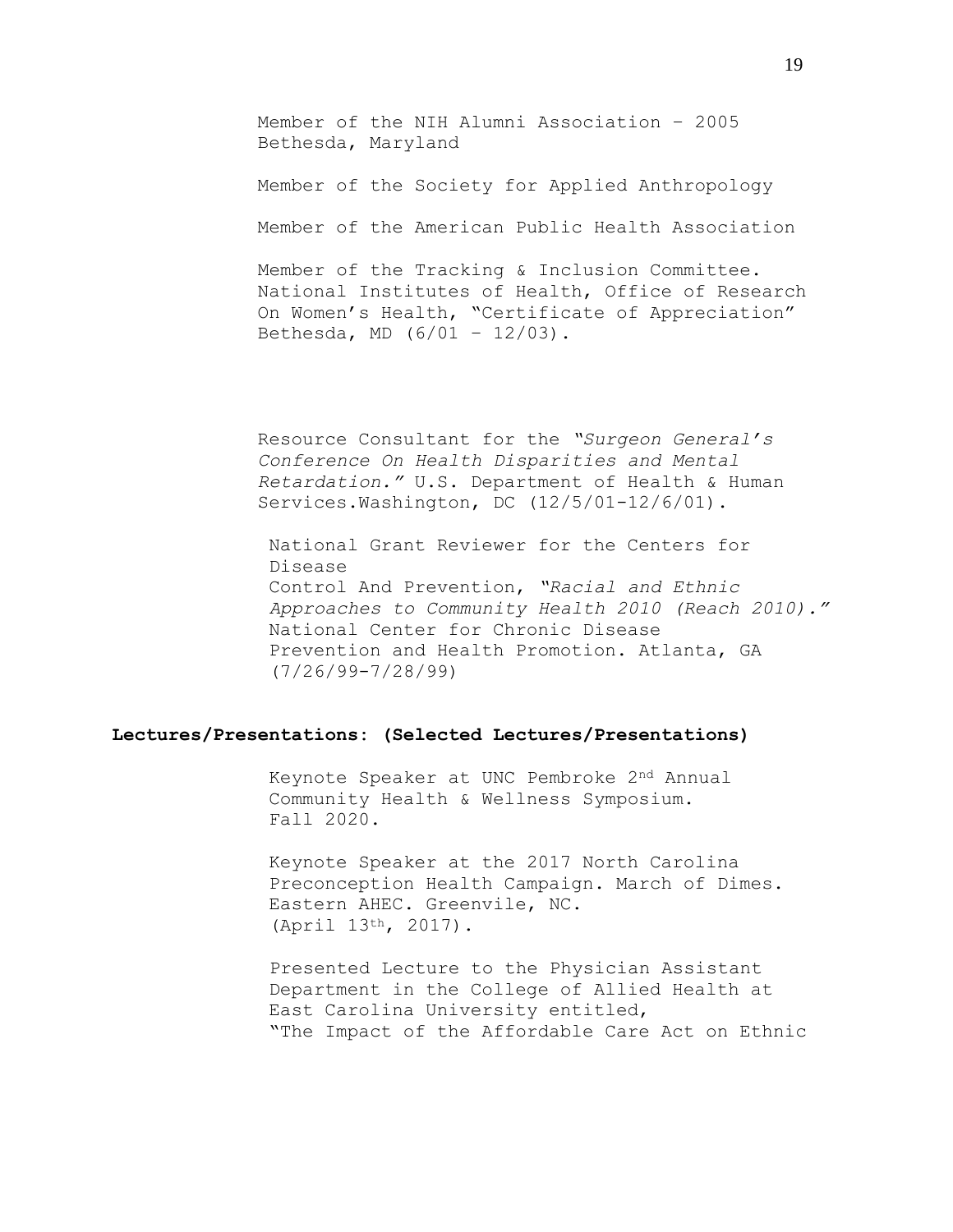Member of the NIH Alumni Association – 2005
Bethesda, Maryland

Member of the Society for Applied Anthropology

Member of the American Public Health Association

Member of the Tracking & Inclusion Committee. National Institutes of Health, Office of Research On Women's Health, "Certificate of Appreciation" Bethesda, MD (6/01 – 12/03).

Resource Consultant for the *"Surgeon General's Conference On Health Disparities and Mental Retardation."* U.S. Department of Health & Human Services.Washington, DC (12/5/01-12/6/01).

National Grant Reviewer for the Centers for Disease Control And Prevention, *"Racial and Ethnic Approaches to Community Health 2010 (Reach 2010)."* National Center for Chronic Disease Prevention and Health Promotion. Atlanta, GA (7/26/99-7/28/99)

**Lectures/Presentations: (Selected Lectures/Presentations)**

Keynote Speaker at UNC Pembroke 2nd Annual Community Health & Wellness Symposium. Fall 2020.

Keynote Speaker at the 2017 North Carolina Preconception Health Campaign. March of Dimes. Eastern AHEC. Greenvile, NC. (April 13th, 2017).

Presented Lecture to the Physician Assistant Department in the College of Allied Health at East Carolina University entitled, "The Impact of the Affordable Care Act on Ethnic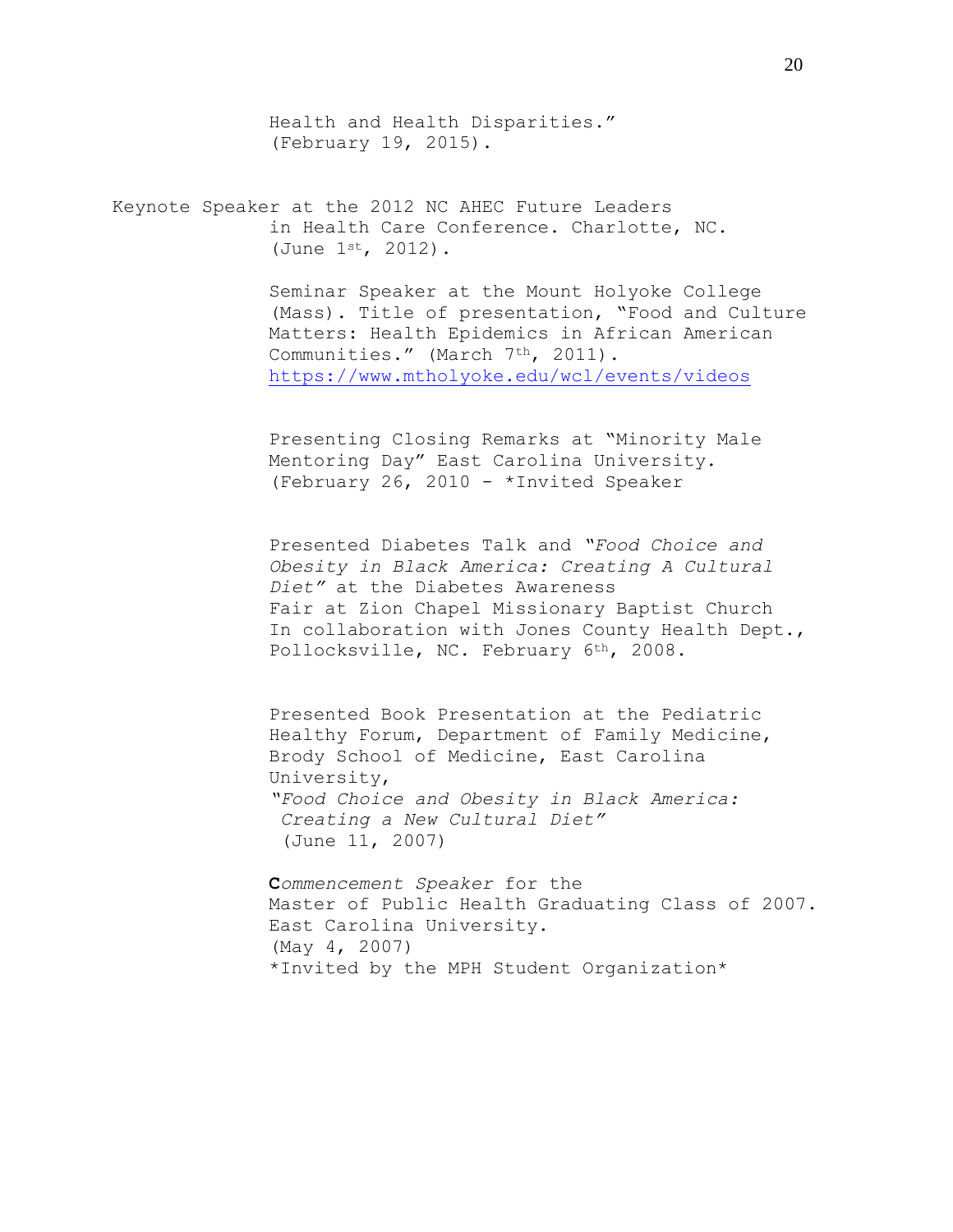Health and Health Disparities."
(February 19, 2015).

Keynote Speaker at the 2012 NC AHEC Future Leaders in Health Care Conference. Charlotte, NC. (June 1st, 2012).

Seminar Speaker at the Mount Holyoke College (Mass). Title of presentation, "Food and Culture Matters: Health Epidemics in African American Communities." (March 7th, 2011).
https://www.mtholyoke.edu/wcl/events/videos

Presenting Closing Remarks at "Minority Male Mentoring Day" East Carolina University. (February 26, 2010 - *Invited Speaker

Presented Diabetes Talk and *"Food Choice and Obesity in Black America: Creating A Cultural Diet"* at the Diabetes Awareness Fair at Zion Chapel Missionary Baptist Church In collaboration with Jones County Health Dept., Pollocksville, NC. February 6th, 2008.

Presented Book Presentation at the Pediatric Healthy Forum, Department of Family Medicine, Brody School of Medicine, East Carolina University,
*"Food Choice and Obesity in Black America: Creating a New Cultural Diet"*
(June 11, 2007)

**C**_ommencement Speaker_ for the Master of Public Health Graduating Class of 2007. East Carolina University.
(May 4, 2007)
*Invited by the MPH Student Organization*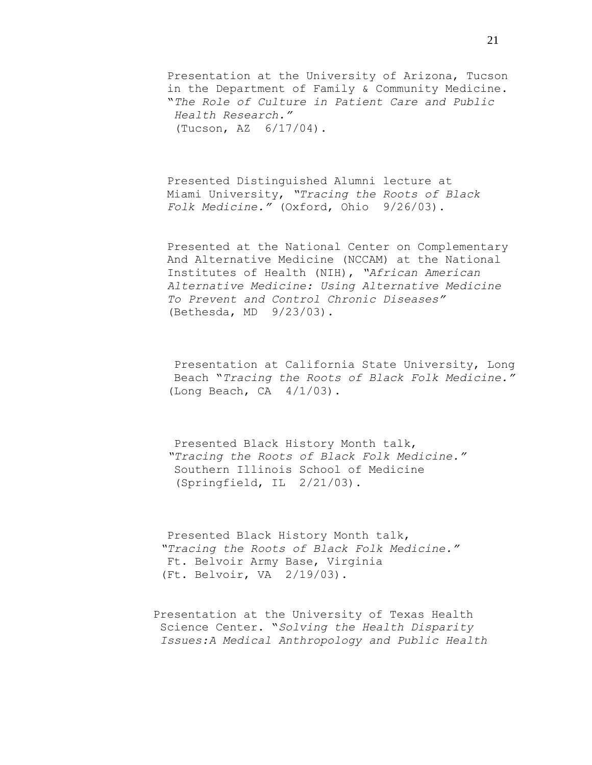Presentation at the University of Arizona, Tucson in the Department of Family & Community Medicine. "*The Role of Culture in Patient Care and Public Health Research.*" (Tucson, AZ 6/17/04).

Presented Distinguished Alumni lecture at Miami University, "*Tracing the Roots of Black Folk Medicine.*" (Oxford, Ohio 9/26/03).

Presented at the National Center on Complementary And Alternative Medicine (NCCAM) at the National Institutes of Health (NIH), "*African American Alternative Medicine: Using Alternative Medicine To Prevent and Control Chronic Diseases*" (Bethesda, MD 9/23/03).

Presentation at California State University, Long Beach "*Tracing the Roots of Black Folk Medicine.*" (Long Beach, CA 4/1/03).

Presented Black History Month talk, "*Tracing the Roots of Black Folk Medicine.*" Southern Illinois School of Medicine (Springfield, IL 2/21/03).

Presented Black History Month talk, "*Tracing the Roots of Black Folk Medicine.*" Ft. Belvoir Army Base, Virginia (Ft. Belvoir, VA 2/19/03).

Presentation at the University of Texas Health Science Center. "*Solving the Health Disparity Issues:A Medical Anthropology and Public Health*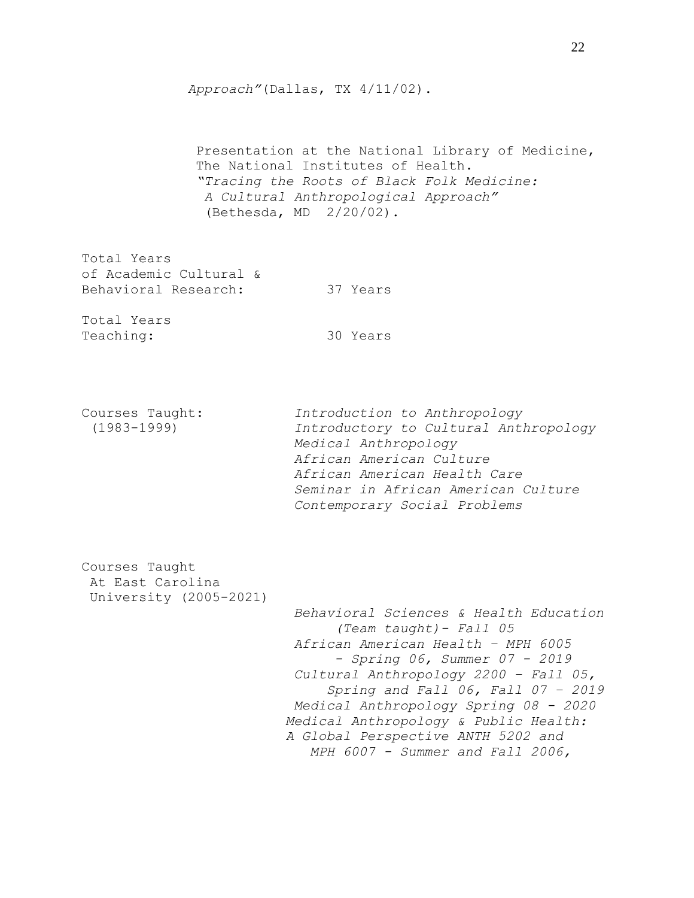*Approach"*(Dallas, TX 4/11/02).

Presentation at the National Library of Medicine, The National Institutes of Health. *"Tracing the Roots of Black Folk Medicine: A Cultural Anthropological Approach"* (Bethesda, MD 2/20/02).

Total Years of Academic Cultural & Behavioral Research: 37 Years

Total Years Teaching: 30 Years

Courses Taught: (1983-1999)

*Introduction to Anthropology*
*Introductory to Cultural Anthropology*
*Medical Anthropology*
*African American Culture*
*African American Health Care*
*Seminar in African American Culture*
*Contemporary Social Problems*

Courses Taught At East Carolina University (2005-2021)

*Behavioral Sciences & Health Education (Team taught)- Fall 05*
*African American Health – MPH 6005 - Spring 06, Summer 07 - 2019*
*Cultural Anthropology 2200 – Fall 05, Spring and Fall 06, Fall 07 – 2019*
*Medical Anthropology Spring 08 - 2020*
*Medical Anthropology & Public Health: A Global Perspective ANTH 5202 and MPH 6007 - Summer and Fall 2006,*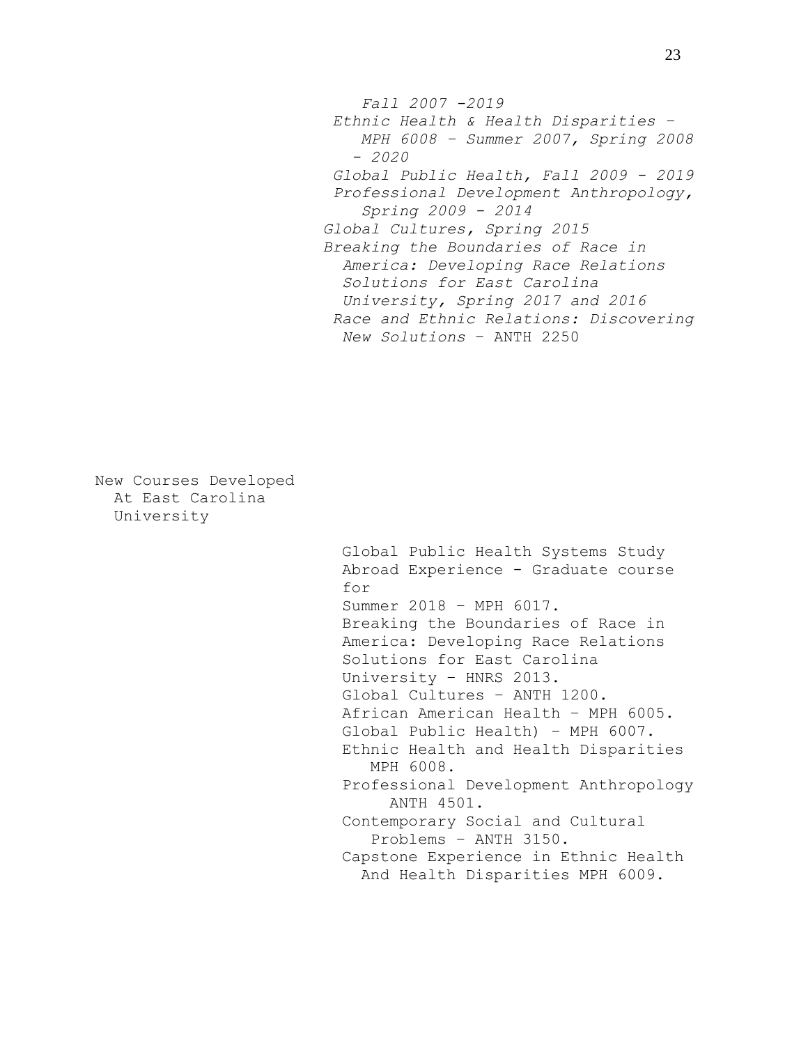*Fall 2007 -2019*

*Ethnic Health & Health Disparities – MPH 6008 – Summer 2007, Spring 2008 - 2020*

*Global Public Health, Fall 2009 - 2019*

*Professional Development Anthropology, Spring 2009 - 2014*

*Global Cultures, Spring 2015*

*Breaking the Boundaries of Race in America: Developing Race Relations Solutions for East Carolina University, Spring 2017 and 2016*

*Race and Ethnic Relations: Discovering New Solutions* – ANTH 2250

New Courses Developed At East Carolina University

Global Public Health Systems Study Abroad Experience - Graduate course for Summer 2018 – MPH 6017.

Breaking the Boundaries of Race in America: Developing Race Relations Solutions for East Carolina University – HNRS 2013.

Global Cultures – ANTH 1200.

African American Health – MPH 6005.

Global Public Health) – MPH 6007.

Ethnic Health and Health Disparities MPH 6008.

Professional Development Anthropology ANTH 4501.

Contemporary Social and Cultural Problems – ANTH 3150.

Capstone Experience in Ethnic Health And Health Disparities MPH 6009.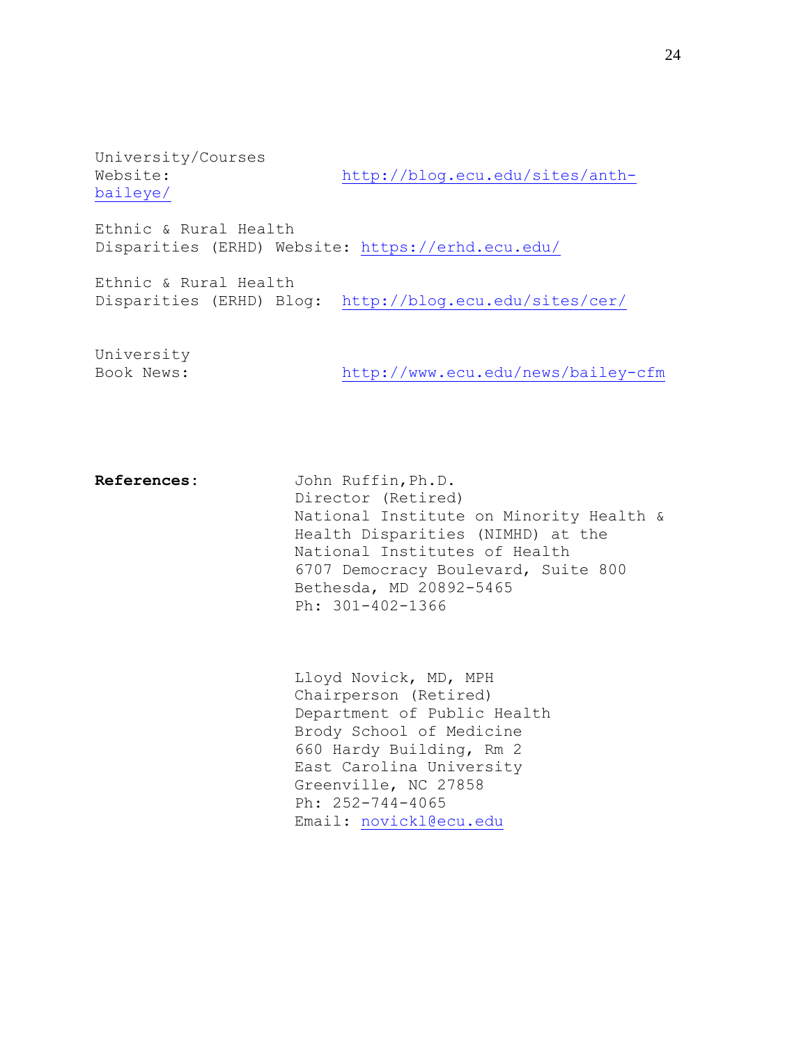University/Courses
Website: http://blog.ecu.edu/sites/anth-baileye/

Ethnic & Rural Health
Disparities (ERHD) Website: https://erhd.ecu.edu/

Ethnic & Rural Health
Disparities (ERHD) Blog: http://blog.ecu.edu/sites/cer/

University
Book News: http://www.ecu.edu/news/bailey-cfm

**References:**

John Ruffin,Ph.D.
Director (Retired)
National Institute on Minority Health & Health Disparities (NIMHD) at the National Institutes of Health
6707 Democracy Boulevard, Suite 800
Bethesda, MD 20892-5465
Ph: 301-402-1366

Lloyd Novick, MD, MPH
Chairperson (Retired)
Department of Public Health
Brody School of Medicine
660 Hardy Building, Rm 2
East Carolina University
Greenville, NC 27858
Ph: 252-744-4065
Email: novickl@ecu.edu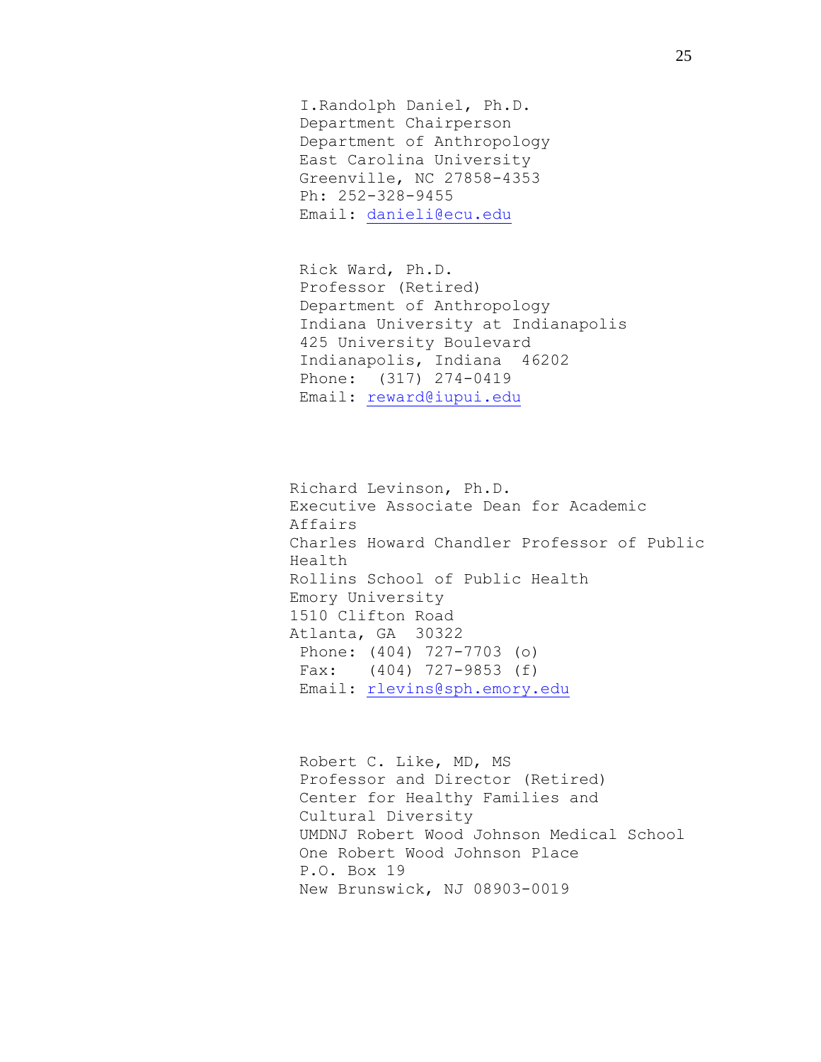I.Randolph Daniel, Ph.D.
Department Chairperson
Department of Anthropology
East Carolina University
Greenville, NC 27858-4353
Ph: 252-328-9455
Email: danieli@ecu.edu

Rick Ward, Ph.D.
Professor (Retired)
Department of Anthropology
Indiana University at Indianapolis
425 University Boulevard
Indianapolis, Indiana 46202
Phone: (317) 274-0419
Email: reward@iupui.edu

Richard Levinson, Ph.D.
Executive Associate Dean for Academic Affairs
Charles Howard Chandler Professor of Public Health
Rollins School of Public Health
Emory University
1510 Clifton Road
Atlanta, GA 30322
Phone: (404) 727-7703 (o)
Fax: (404) 727-9853 (f)
Email: rlevins@sph.emory.edu

Robert C. Like, MD, MS
Professor and Director (Retired)
Center for Healthy Families and Cultural Diversity
UMDNJ Robert Wood Johnson Medical School
One Robert Wood Johnson Place
P.O. Box 19
New Brunswick, NJ 08903-0019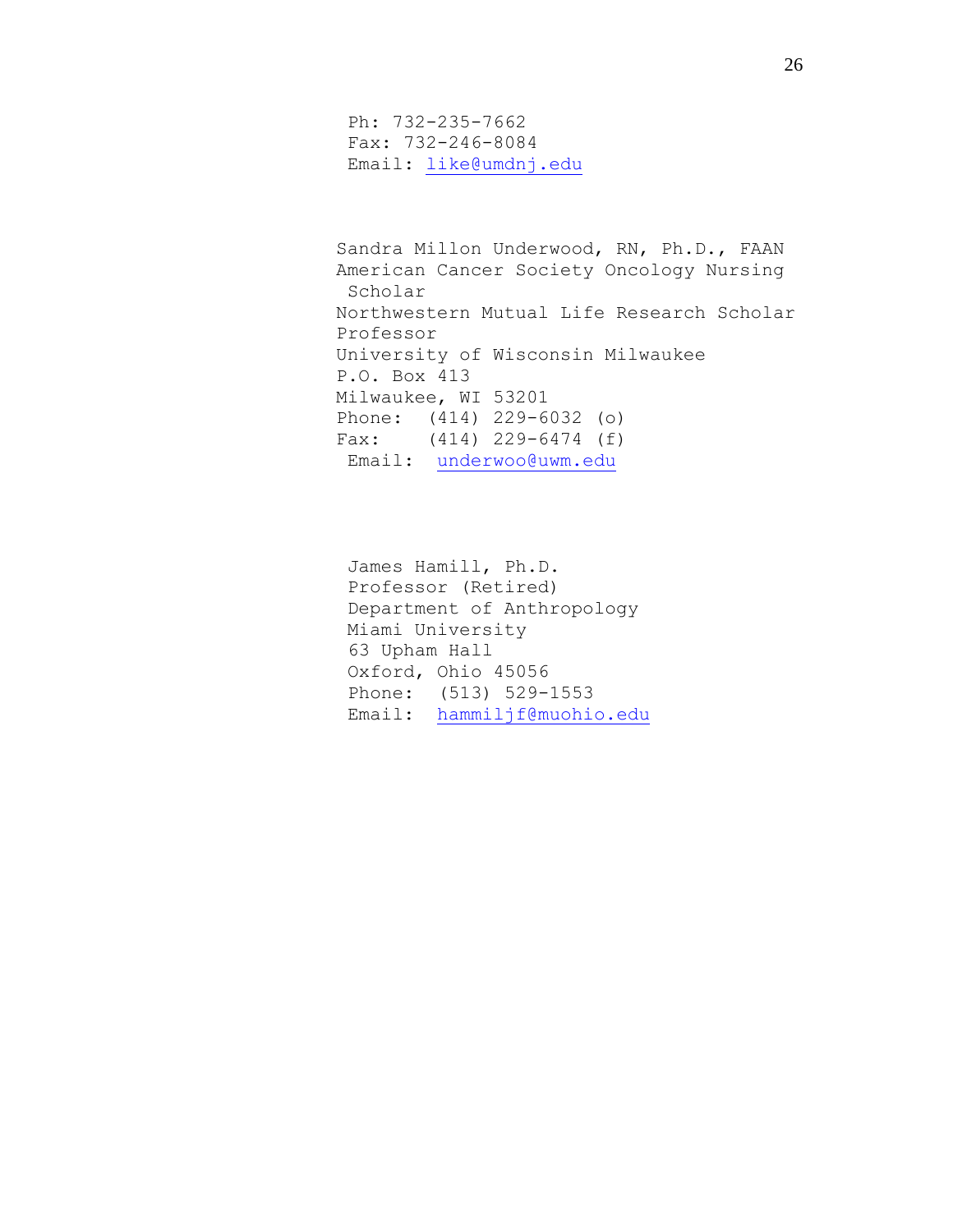Ph: 732-235-7662
Fax: 732-246-8084
Email: like@umdnj.edu

Sandra Millon Underwood, RN, Ph.D., FAAN
American Cancer Society Oncology Nursing Scholar
Northwestern Mutual Life Research Scholar
Professor
University of Wisconsin Milwaukee
P.O. Box 413
Milwaukee, WI 53201
Phone: (414) 229-6032 (o)
Fax: (414) 229-6474 (f)
Email: underwoo@uwm.edu

James Hamill, Ph.D.
Professor (Retired)
Department of Anthropology
Miami University
63 Upham Hall
Oxford, Ohio 45056
Phone: (513) 529-1553
Email: hammiljf@muohio.edu